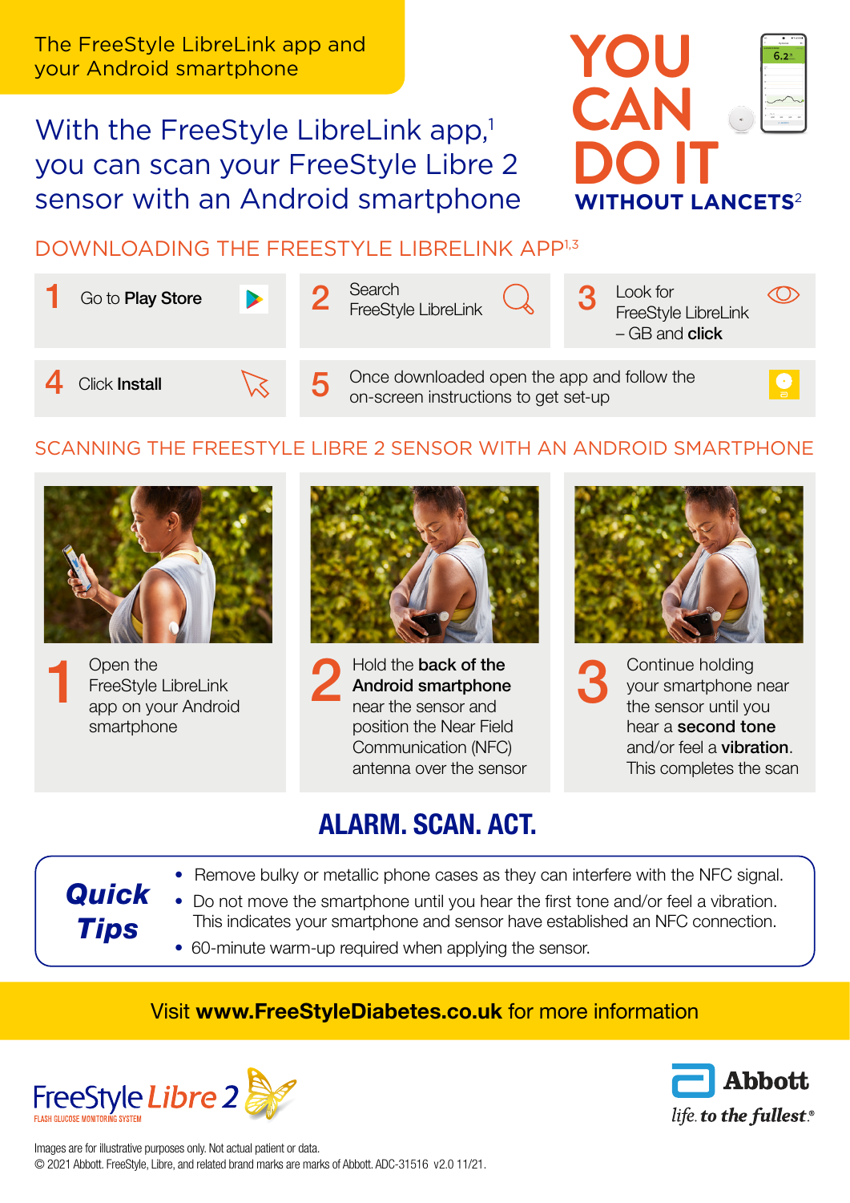The FreeStyle LibreLink app and your Android smartphone

# With the FreeStyle LibreLink app,[1] you can scan your FreeStyle Libre 2 sensor with an Android smartphone

**YOU CAN DO IT WITHOUT LANCETS**[2]

## DOWNLOADING THE FREESTYLE LIBRELINK APP[1,3]

1. Go to **Play Store**
2. Search FreeStyle LibreLink
3. Look for FreeStyle LibreLink – GB and **click**
4. Click **Install**
5. Once downloaded open the app and follow the on-screen instructions to get set-up

## SCANNING THE FREESTYLE LIBRE 2 SENSOR WITH AN ANDROID SMARTPHONE

1. Open the FreeStyle LibreLink app on your Android smartphone
2. Hold the **back of the Android smartphone** near the sensor and position the Near Field Communication (NFC) antenna over the sensor
3. Continue holding your smartphone near the sensor until you hear a **second tone** and/or feel a **vibration**. This completes the scan

## ALARM. SCAN. ACT.

### *Quick Tips*

- Remove bulky or metallic phone cases as they can interfere with the NFC signal.
- Do not move the smartphone until you hear the first tone and/or feel a vibration. This indicates your smartphone and sensor have established an NFC connection.
- 60-minute warm-up required when applying the sensor.

Visit **www.FreeStyleDiabetes.co.uk** for more information

FreeStyle Libre 2
FLASH GLUCOSE MONITORING SYSTEM

Abbott
*life. to the fullest.*®

Images are for illustrative purposes only. Not actual patient or data.
© 2021 Abbott. FreeStyle, Libre, and related brand marks are marks of Abbott. ADC-31516 v2.0 11/21.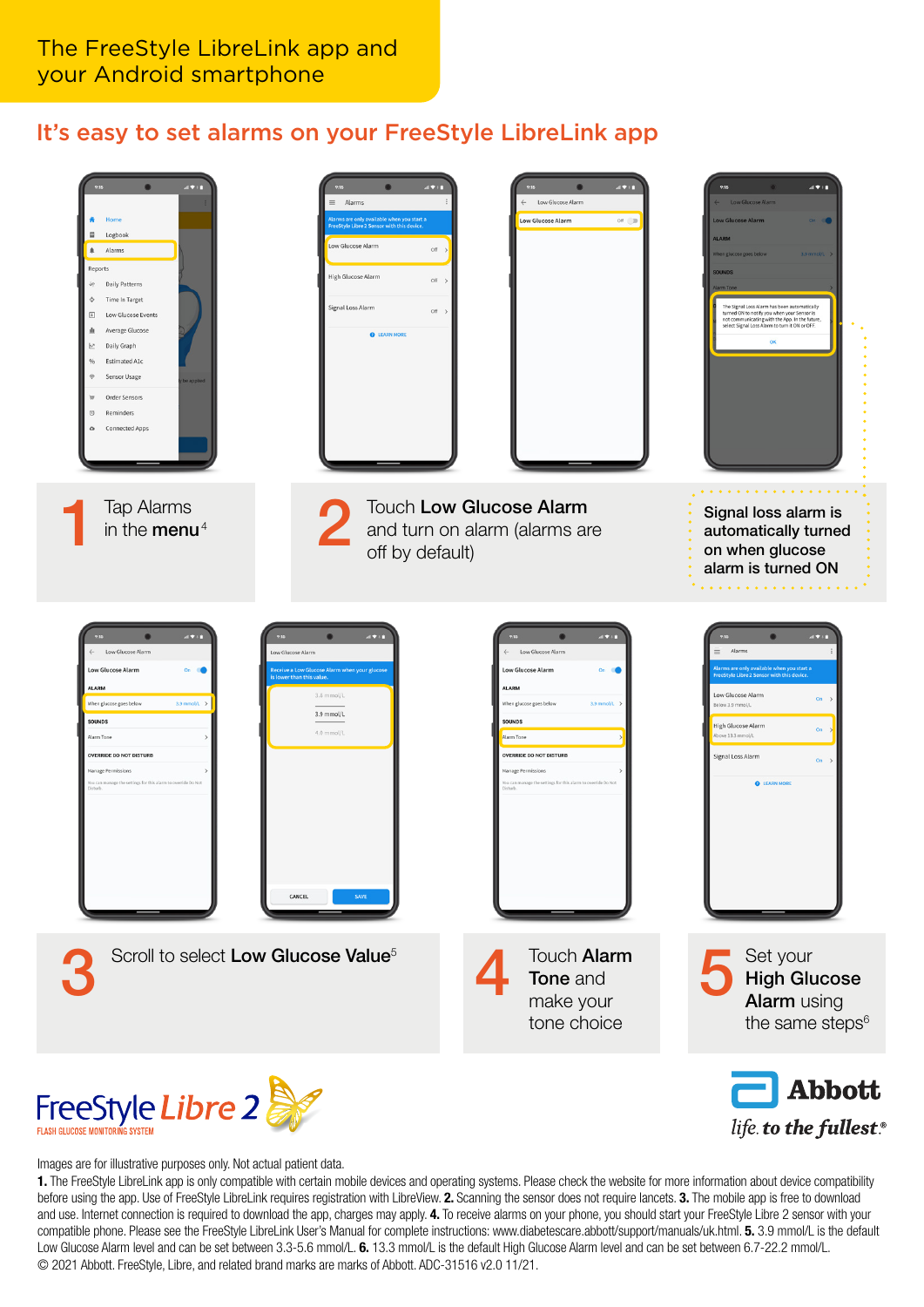# The FreeStyle LibreLink app and your Android smartphone

## It's easy to set alarms on your FreeStyle LibreLink app

**1** Tap Alarms in the **menu**[4]

**2** Touch **Low Glucose Alarm** and turn on alarm (alarms are off by default)

**Signal loss alarm is automatically turned on when glucose alarm is turned ON**

**3** Scroll to select **Low Glucose Value**[5]

**4** Touch **Alarm Tone** and make your tone choice

**5** Set your **High Glucose Alarm** using the same steps[6]

FreeStyle Libre 2
FLASH GLUCOSE MONITORING SYSTEM

Abbott
life. to the fullest.®

Images are for illustrative purposes only. Not actual patient data.

**1.** The FreeStyle LibreLink app is only compatible with certain mobile devices and operating systems. Please check the website for more information about device compatibility before using the app. Use of FreeStyle LibreLink requires registration with LibreView. **2.** Scanning the sensor does not require lancets. **3.** The mobile app is free to download and use. Internet connection is required to download the app, charges may apply. **4.** To receive alarms on your phone, you should start your FreeStyle Libre 2 sensor with your compatible phone. Please see the FreeStyle LibreLink User's Manual for complete instructions: www.diabetescare.abbott/support/manuals/uk.html. **5.** 3.9 mmol/L is the default Low Glucose Alarm level and can be set between 3.3-5.6 mmol/L. **6.** 13.3 mmol/L is the default High Glucose Alarm level and can be set between 6.7-22.2 mmol/L.
© 2021 Abbott. FreeStyle, Libre, and related brand marks are marks of Abbott. ADC-31516 v2.0 11/21.